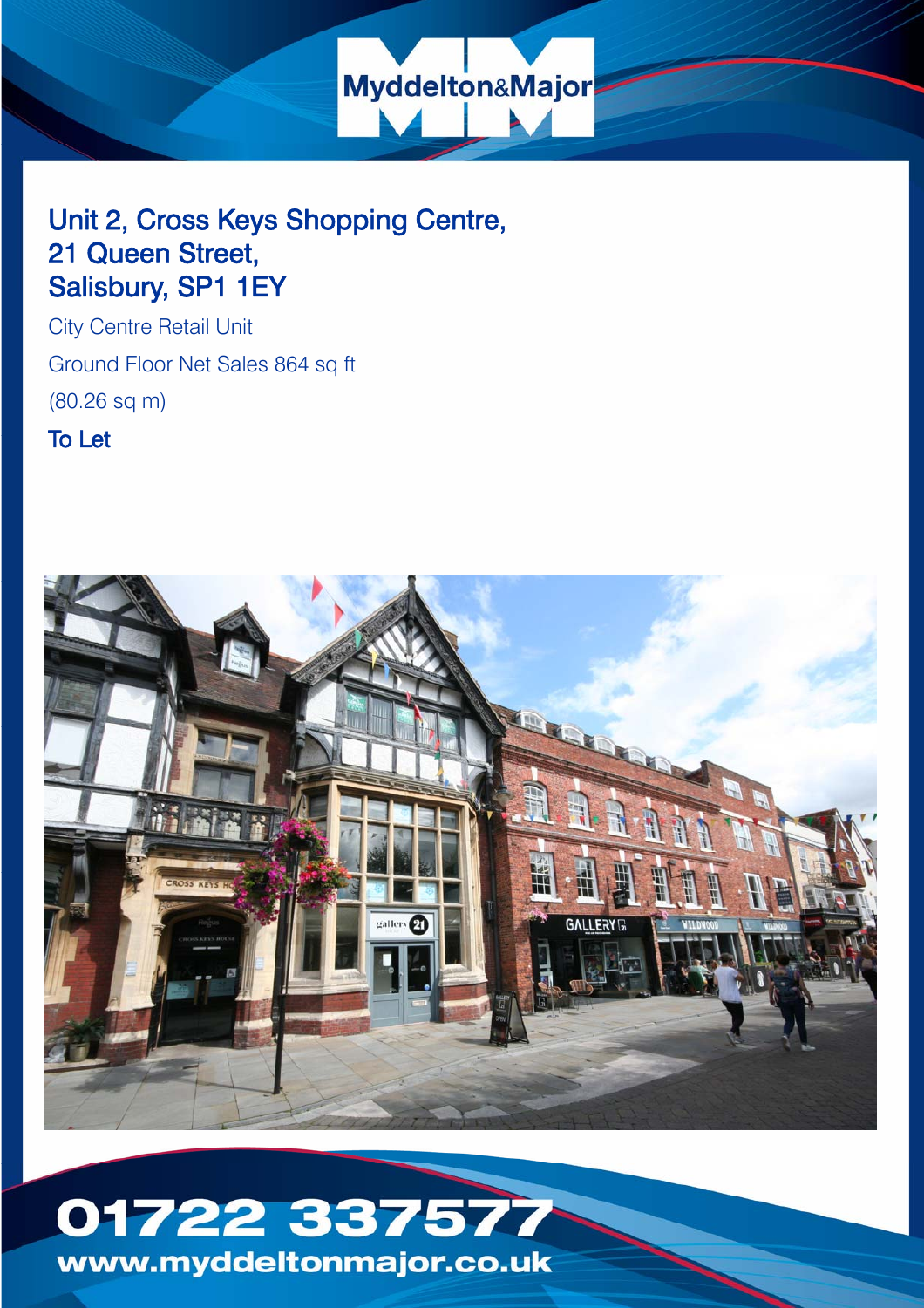Myddelton&Major

# Unit 2, Cross Keys Shopping Centre, 21 Queen Street, Salisbury, SP1 1EY

City Centre Retail Unit

Ground Floor Net Sales 864 sq ft

(80.26 sq m)

**To Let**

**01722 337577**

**www.myddeltonmajor.co.uk**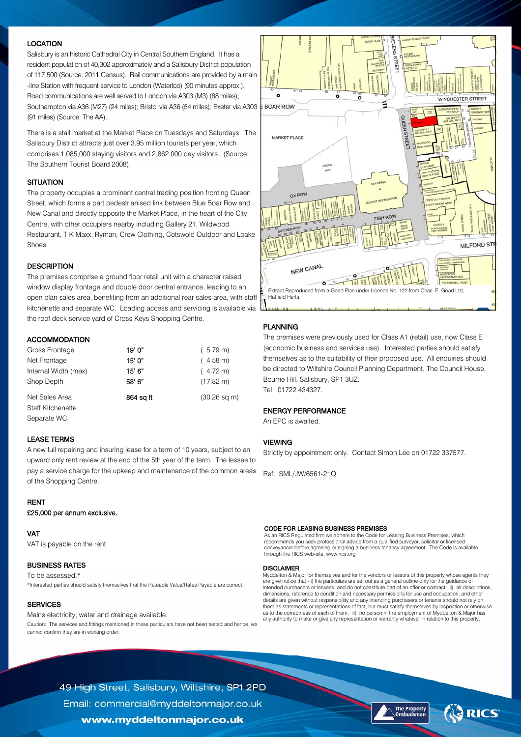## LOCATION

Salisbury is an historic Cathedral City in Central Southern England. It has a resident population of 40,302 approximately and a Salisbury District population of 117,500 (Source: 2011 Census). Rail communications are provided by a main -line Station with frequent service to London (Waterloo) (90 minutes approx.). Road communications are well served to London via A303 (M3) (88 miles); Southampton via A36 (M27) (24 miles); Bristol via A36 (54 miles); Exeter via A303 (91 miles) (Source: The AA).

There is a stall market at the Market Place on Tuesdays and Saturdays. The Salisbury District attracts just over 3.95 million tourists per year, which comprises 1,085,000 staying visitors and 2,862,000 day visitors. (Source: The Southern Tourist Board 2008).

## SITUATION

The property occupies a prominent central trading position fronting Queen Street, which forms a part pedestrianised link between Blue Boar Row and New Canal and directly opposite the Market Place, in the heart of the City Centre, with other occupiers nearby including Gallery 21, Wildwood Restaurant, T K Maxx, Ryman, Crew Clothing, Cotswold Outdoor and Loake Shoes.

## DESCRIPTION

The premises comprise a ground floor retail unit with a character raised window display frontage and double door central entrance, leading to an open plan sales area, benefiting from an additional rear sales area, with staff kitchenette and separate WC. Loading access and servicing is available via the roof deck service yard of Cross Keys Shopping Centre.

## ACCOMMODATION

| | | |
|---|---|---|
| Gross Frontage | 19' 0" | ( 5.79 m) |
| Net Frontage | 15' 0" | ( 4.58 m) |
| Internal Width (max) | 15' 6" | ( 4.72 m) |
| Shop Depth | 58' 6" | (17.82 m) |
| Net Sales Area | 864 sq ft | (30.26 sq m) |
| Staff Kitchenette | | |
| Separate WC | | |

## LEASE TERMS

A new full repairing and insuring lease for a term of 10 years, subject to an upward only rent review at the end of the 5th year of the term. The lessee to pay a service charge for the upkeep and maintenance of the common areas of the Shopping Centre.

## RENT

**£25,000 per annum exclusive.**

## VAT

VAT is payable on the rent.

## BUSINESS RATES

To be assessed.*

*Interested parties should satisfy themselves that the Rateable Value/Rates Payable are correct.

## SERVICES

Mains electricity, water and drainage available.

Caution: The services and fittings mentioned in these particulars have not been tested and hence, we cannot confirm they are in working order.

Extract Reproduced from a Goad Plan under Licence No. 122 from Chas. E. Goad Ltd, Hatfield Herts.

## PLANNING

The premises were previously used for Class A1 (retail) use, now Class E (economic business and services use). Interested parties should satisfy themselves as to the suitability of their proposed use. All enquiries should be directed to Wiltshire Council Planning Department, The Council House, Bourne Hill, Salisbury, SP1 3UZ.
Tel: 01722 434327.

## ENERGY PERFORMANCE

An EPC is awaited.

## VIEWING

Strictly by appointment only. Contact Simon Lee on 01722 337577.

Ref: SML/JW/6561-21Q

### CODE FOR LEASING BUSINESS PREMISES

As an RICS Regulated firm we adhere to the Code for Leasing Business Premises, which recommends you seek professional advice from a qualified surveyor, solicitor or licensed conveyancer before agreeing or signing a business tenancy agreement. The Code is available through the RICS web-site, www.rics.org.

### DISCLAIMER

Myddelton & Major for themselves and for the vendors or lessors of this property whose agents they are give notice that:- i) the particulars are set out as a general outline only for the guidance of intended purchasers or lessees, and do not constitute part of an offer or contract. ii) all descriptions, dimensions, reference to condition and necessary permissions for use and occupation, and other details are given without responsibility and any intending purchasers or tenants should not rely on them as statements or representations of fact, but must satisfy themselves by inspection or otherwise as to the correctness of each of them. iii) no person in the employment of Myddelton & Major has any authority to make or give any representation or warranty whatever in relation to this property.

49 High Street, Salisbury, Wiltshire, SP1 2PD
Email: commercial@myddeltonmajor.co.uk
**www.myddeltonmajor.co.uk**